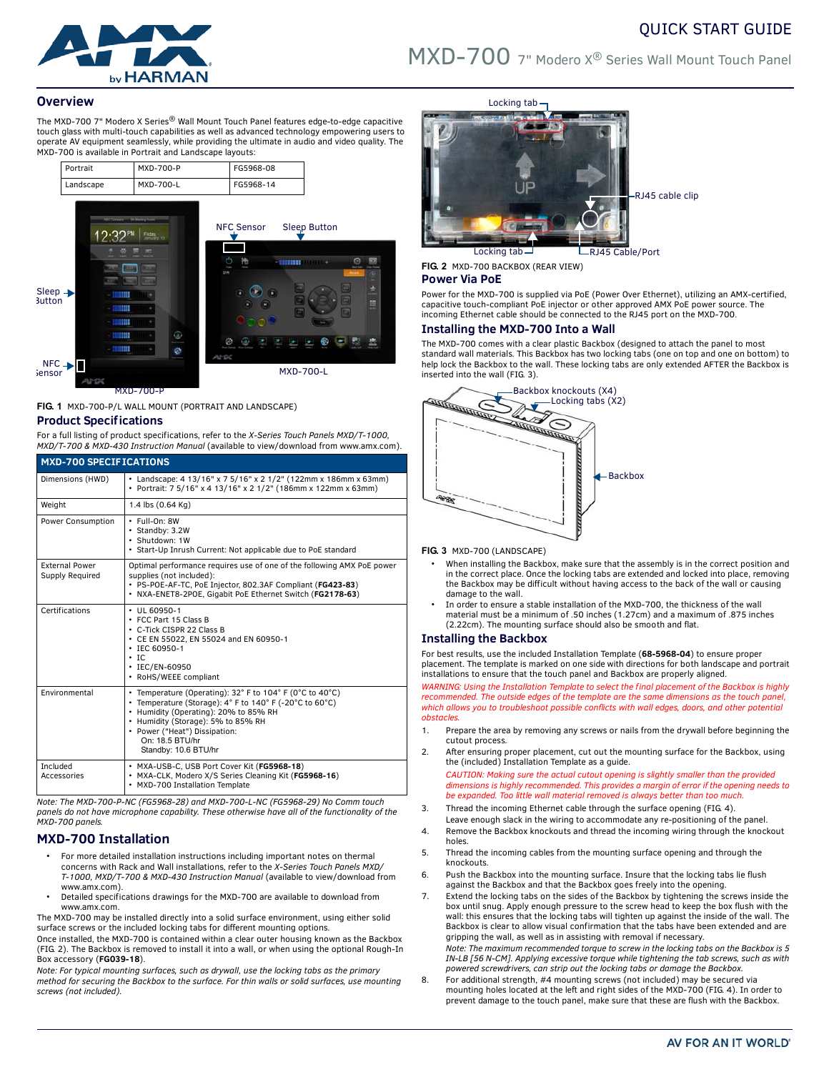QUICK START GUIDE

# MXD-700 7" Modero X® Series Wall Mount Touch Panel

## Overview

The MXD-700 7" Modero X Series® Wall Mount Touch Panel features edge-to-edge capacitive touch glass with multi-touch capabilities as well as advanced technology empowering users to operate AV equipment seamlessly, while providing the ultimate in audio and video quality. The MXD-700 is available in Portrait and Landscape layouts:

| Portrait | MXD-700-P | FG5968-08 |
|---|---|---|
| Landscape | MXD-700-L | FG5968-14 |

**FIG. 1** MXD-700-P/L WALL MOUNT (PORTRAIT AND LANDSCAPE)

## Product Specifications

For a full listing of product specifications, refer to the *X-Series Touch Panels MXD/T-1000, MXD/T-700 & MXD-430 Instruction Manual* (available to view/download from www.amx.com).

| MXD-700 SPECIFICATIONS | |
|---|---|
| Dimensions (HWD) | • Landscape: 4 13/16" x 7 5/16" x 2 1/2" (122mm x 186mm x 63mm)<br>• Portrait: 7 5/16" x 4 13/16" x 2 1/2" (186mm x 122mm x 63mm) |
| Weight | 1.4 lbs (0.64 Kg) |
| Power Consumption | • Full-On: 8W<br>• Standby: 3.2W<br>• Shutdown: 1W<br>• Start-Up Inrush Current: Not applicable due to PoE standard |
| External Power Supply Required | Optimal performance requires use of one of the following AMX PoE power supplies (not included):<br>• PS-POE-AF-TC, PoE Injector, 802.3AF Compliant (**FG423-83**)<br>• NXA-ENET8-2POE, Gigabit PoE Ethernet Switch (**FG2178-63**) |
| Certifications | • UL 60950-1<br>• FCC Part 15 Class B<br>• C-Tick CISPR 22 Class B<br>• CE EN 55022, EN 55024 and EN 60950-1<br>• IEC 60950-1<br>• IC<br>• IEC/EN-60950<br>• RoHS/WEEE compliant |
| Environmental | • Temperature (Operating): 32° F to 104° F (0°C to 40°C)<br>• Temperature (Storage): 4° F to 140° F (-20°C to 60°C)<br>• Humidity (Operating): 20% to 85% RH<br>• Humidity (Storage): 5% to 85% RH<br>• Power ("Heat") Dissipation:<br>On: 18.5 BTU/hr<br>Standby: 10.6 BTU/hr |
| Included Accessories | • MXA-USB-C, USB Port Cover Kit (**FG5968-18**)<br>• MXA-CLK, Modero X/S Series Cleaning Kit (**FG5968-16**)<br>• MXD-700 Installation Template |

*Note: The MXD-700-P-NC (FG5968-28) and MXD-700-L-NC (FG5968-29) No Comm touch panels do not have microphone capability. These otherwise have all of the functionality of the MXD-700 panels.*

## MXD-700 Installation

- For more detailed installation instructions including important notes on thermal concerns with Rack and Wall installations, refer to the *X-Series Touch Panels MXD/T-1000, MXD/T-700 & MXD-430 Instruction Manual* (available to view/download from www.amx.com).
- Detailed specifications drawings for the MXD-700 are available to download from www.amx.com.

The MXD-700 may be installed directly into a solid surface environment, using either solid surface screws or the included locking tabs for different mounting options.

Once installed, the MXD-700 is contained within a clear outer housing known as the Backbox (FIG. 2). The Backbox is removed to install it into a wall, or when using the optional Rough-In Box accessory (**FG039-18**).

*Note: For typical mounting surfaces, such as drywall, use the locking tabs as the primary method for securing the Backbox to the surface. For thin walls or solid surfaces, use mounting screws (not included).*

**FIG. 2** MXD-700 BACKBOX (REAR VIEW)

## Power Via PoE

Power for the MXD-700 is supplied via PoE (Power Over Ethernet), utilizing an AMX-certified, capacitive touch-compliant PoE injector or other approved AMX PoE power source. The incoming Ethernet cable should be connected to the RJ45 port on the MXD-700.

## Installing the MXD-700 Into a Wall

The MXD-700 comes with a clear plastic Backbox (designed to attach the panel to most standard wall materials. This Backbox has two locking tabs (one on top and one on bottom) to help lock the Backbox to the wall. These locking tabs are only extended AFTER the Backbox is inserted into the wall (FIG. 3).

**FIG. 3** MXD-700 (LANDSCAPE)

- When installing the Backbox, make sure that the assembly is in the correct position and in the correct place. Once the locking tabs are extended and locked into place, removing the Backbox may be difficult without having access to the back of the wall or causing damage to the wall.
- In order to ensure a stable installation of the MXD-700, the thickness of the wall material must be a minimum of .50 inches (1.27cm) and a maximum of .875 inches (2.22cm). The mounting surface should also be smooth and flat.

## Installing the Backbox

For best results, use the included Installation Template (**68-5968-04**) to ensure proper placement. The template is marked on one side with directions for both landscape and portrait installations to ensure that the touch panel and Backbox are properly aligned.

*WARNING: Using the Installation Template to select the final placement of the Backbox is highly recommended. The outside edges of the template are the same dimensions as the touch panel, which allows you to troubleshoot possible conflicts with wall edges, doors, and other potential obstacles.*

1. Prepare the area by removing any screws or nails from the drywall before beginning the cutout process.
2. After ensuring proper placement, cut out the mounting surface for the Backbox, using the (included) Installation Template as a guide.
   *CAUTION: Making sure the actual cutout opening is slightly smaller than the provided dimensions is highly recommended. This provides a margin of error if the opening needs to be expanded. Too little wall material removed is always better than too much.*
3. Thread the incoming Ethernet cable through the surface opening (FIG. 4).
   Leave enough slack in the wiring to accommodate any re-positioning of the panel.
4. Remove the Backbox knockouts and thread the incoming wiring through the knockout holes.
5. Thread the incoming cables from the mounting surface opening and through the knockouts.
6. Push the Backbox into the mounting surface. Insure that the locking tabs lie flush against the Backbox and that the Backbox goes freely into the opening.
7. Extend the locking tabs on the sides of the Backbox by tightening the screws inside the box until snug. Apply enough pressure to the screw head to keep the box flush with the wall: this ensures that the locking tabs will tighten up against the inside of the wall. The Backbox is clear to allow visual confirmation that the tabs have been extended and are gripping the wall, as well as in assisting with removal if necessary.
   *Note: The maximum recommended torque to screw in the locking tabs on the Backbox is 5 IN-LB [56 N-CM]. Applying excessive torque while tightening the tab screws, such as with powered screwdrivers, can strip out the locking tabs or damage the Backbox.*
8. For additional strength, #4 mounting screws (not included) may be secured via mounting holes located at the left and right sides of the MXD-700 (FIG. 4). In order to prevent damage to the touch panel, make sure that these are flush with the Backbox.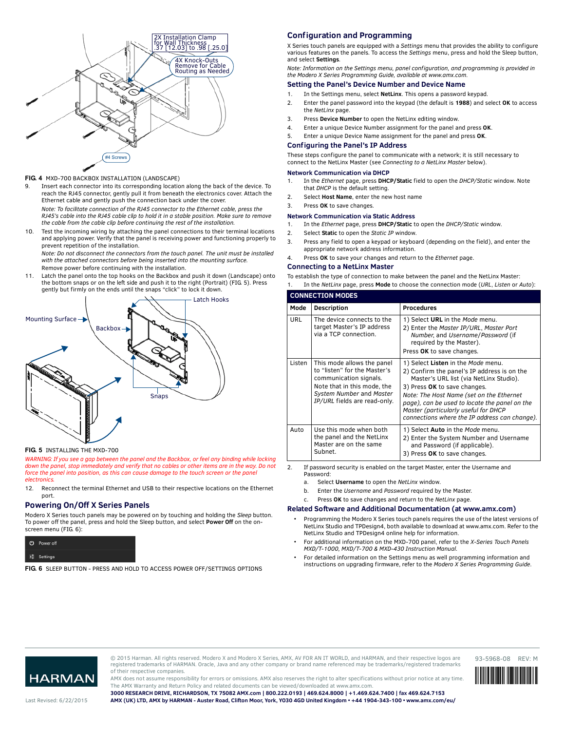2X Installation Clamp for Wall Thickness .37 [12.03] to .98 [.25.0]

4X Knock-Outs Remove for Cable Routing as Needed

#4 Screws

**FIG. 4** MXD-700 BACKBOX INSTALLATION (LANDSCAPE)

9. Insert each connector into its corresponding location along the back of the device. To reach the RJ45 connector, gently pull it from beneath the electronics cover. Attach the Ethernet cable and gently push the connection back under the cover.

   *Note: To facilitate connection of the RJ45 connector to the Ethernet cable, press the RJ45's cable into the RJ45 cable clip to hold it in a stable position. Make sure to remove the cable from the cable clip before continuing the rest of the installation.*

10. Test the incoming wiring by attaching the panel connections to their terminal locations and applying power. Verify that the panel is receiving power and functioning properly to prevent repetition of the installation.

    *Note: Do not disconnect the connectors from the touch panel. The unit must be installed with the attached connectors before being inserted into the mounting surface.*

    Remove power before continuing with the installation.

11. Latch the panel onto the top hooks on the Backbox and push it down (Landscape) onto the bottom snaps or on the left side and push it to the right (Portrait) (FIG. 5). Press gently but firmly on the ends until the snaps "click" to lock it down.

Mounting Surface

Backbox

Latch Hooks

Snaps

**FIG. 5** INSTALLING THE MXD-700

*WARNING: If you see a gap between the panel and the Backbox, or feel any binding while locking down the panel, stop immediately and verify that no cables or other items are in the way. Do not force the panel into position, as this can cause damage to the touch screen or the panel electronics.*

12. Reconnect the terminal Ethernet and USB to their respective locations on the Ethernet port.

## Powering On/Off X Series Panels

Modero X Series touch panels may be powered on by touching and holding the *Sleep* button. To power off the panel, press and hold the Sleep button, and select **Power Off** on the on-screen menu (FIG. 6):

Power off

Settings

**FIG. 6** SLEEP BUTTON - PRESS AND HOLD TO ACCESS POWER OFF/SETTINGS OPTIONS

## Configuration and Programming

X Series touch panels are equipped with a *Settings* menu that provides the ability to configure various features on the panels. To access the *Settings* menu, press and hold the Sleep button, and select **Settings**.

*Note: Information on the Settings menu, panel configuration, and programming is provided in the Modero X Series Programming Guide, available at www.amx.com.*

### Setting the Panel's Device Number and Device Name

1. In the Settings menu, select **NetLinx**. This opens a password keypad.
2. Enter the panel password into the keypad (the default is **1988**) and select **OK** to access the *NetLinx* page.
3. Press **Device Number** to open the NetLinx editing window.
4. Enter a unique Device Number assignment for the panel and press **OK**.
5. Enter a unique Device Name assignment for the panel and press **OK**.

### Configuring the Panel's IP Address

These steps configure the panel to communicate with a network; it is still necessary to connect to the NetLinx Master (see *Connecting to a NetLinx Master* below).

#### Network Communication via DHCP

1. In the *Ethernet* page, press **DHCP/Static** field to open the *DHCP/Static* window. Note that *DHCP* is the default setting.
2. Select **Host Name**, enter the new host name
3. Press **OK** to save changes.

#### Network Communication via Static Address

1. In the *Ethernet* page, press **DHCP/Static** to open the *DHCP/Static* window.
2. Select **Static** to open the *Static IP* window.
3. Press any field to open a keypad or keyboard (depending on the field), and enter the appropriate network address information.
4. Press **OK** to save your changes and return to the *Ethernet* page.

### Connecting to a NetLinx Master

To establish the type of connection to make between the panel and the NetLinx Master:

1. In the *NetLinx* page, press **Mode** to choose the connection mode (*URL*, *Listen* or *Auto*):

**CONNECTION MODES**

| Mode | Description | Procedures |
|---|---|---|
| URL | The device connects to the target Master's IP address via a TCP connection. | 1) Select **URL** in the *Mode* menu.<br>2) Enter the *Master IP/URL*, *Master Port Number*, and *Username/Password* (if required by the Master).<br>Press **OK** to save changes. |
| Listen | This mode allows the panel to "listen" for the Master's communication signals. Note that in this mode, the *System Number* and *Master IP/URL* fields are read-only. | 1) Select **Listen** in the *Mode* menu.<br>2) Confirm the panel's IP address is on the Master's URL list (via NetLinx Studio).<br>3) Press **OK** to save changes.<br>*Note: The Host Name (set on the Ethernet page), can be used to locate the panel on the Master (particularly useful for DHCP connections where the IP address can change).* |
| Auto | Use this mode when both the panel and the NetLinx Master are on the same Subnet. | 1) Select **Auto** in the *Mode* menu.<br>2) Enter the System Number and Username and Password (if applicable).<br>3) Press **OK** to save changes. |

2. If password security is enabled on the target Master, enter the Username and Password:
   a. Select **Username** to open the *NetLinx* window.
   b. Enter the *Username* and *Password* required by the Master.
   c. Press **OK** to save changes and return to the *NetLinx* page.

### Related Software and Additional Documentation (at www.amx.com)

- Programming the Modero X Series touch panels requires the use of the latest versions of NetLinx Studio and TPDesign4, both available to download at www.amx.com. Refer to the NetLinx Studio and TPDesign4 online help for information.
- For additional information on the MXD-700 panel, refer to the *X-Series Touch Panels MXD/T-1000, MXD/T-700 & MXD-430 Instruction Manual*.
- For detailed information on the Settings menu as well programming information and instructions on upgrading firmware, refer to the *Modero X Series Programming Guide*.

HARMAN

Last Revised: 6/22/2015

© 2015 Harman. All rights reserved. Modero X and Modero X Series, AMX, AV FOR AN IT WORLD, and HARMAN, and their respective logos are registered trademarks of HARMAN. Oracle, Java and any other company or brand name referenced may be trademarks/registered trademarks of their respective companies.

AMX does not assume responsibility for errors or omissions. AMX also reserves the right to alter specifications without prior notice at any time. The AMX Warranty and Return Policy and related documents can be viewed/downloaded at www.amx.com.

**3000 RESEARCH DRIVE, RICHARDSON, TX 75082 AMX.com | 800.222.0193 | 469.624.8000 | +1.469.624.7400 | fax 469.624.7153**

**AMX (UK) LTD, AMX by HARMAN - Auster Road, Clifton Moor, York, YO30 4GD United Kingdom • +44 1904-343-100 • www.amx.com/eu/**

93-5968-08 REV: M